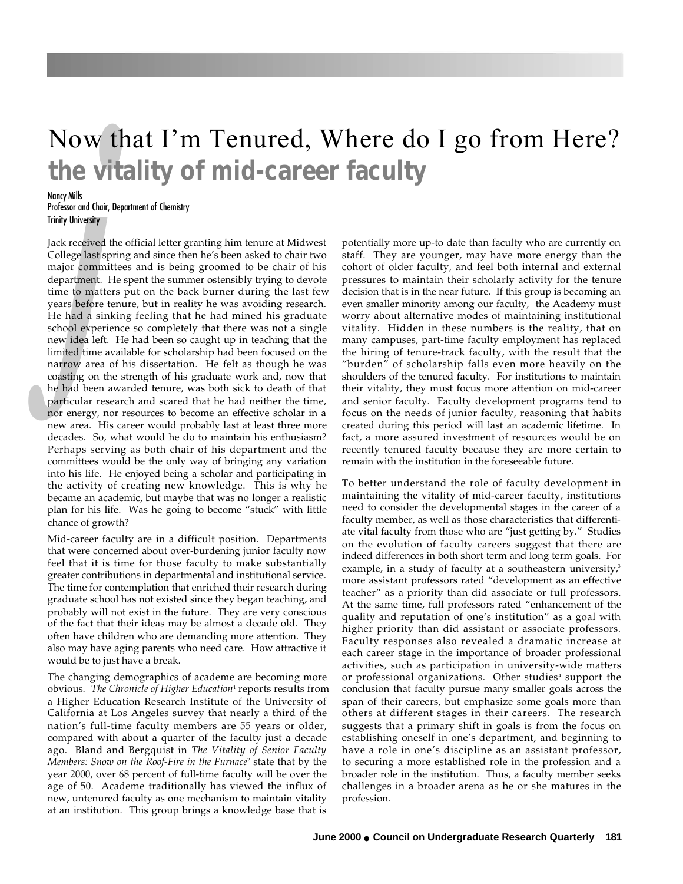# Now that I'm Tenured, Where do I go from Here?

## the vitality of mid-career faculty

Nancy Mills
Professor and Chair, Department of Chemistry
Trinity University

Jack received the official letter granting him tenure at Midwest College last spring and since then he's been asked to chair two major committees and is being groomed to be chair of his department. He spent the summer ostensibly trying to devote time to matters put on the back burner during the last few years before tenure, but in reality he was avoiding research. He had a sinking feeling that he had mined his graduate school experience so completely that there was not a single new idea left. He had been so caught up in teaching that the limited time available for scholarship had been focused on the narrow area of his dissertation. He felt as though he was coasting on the strength of his graduate work and, now that he had been awarded tenure, was both sick to death of that particular research and scared that he had neither the time, nor energy, nor resources to become an effective scholar in a new area. His career would probably last at least three more decades. So, what would he do to maintain his enthusiasm? Perhaps serving as both chair of his department and the committees would be the only way of bringing any variation into his life. He enjoyed being a scholar and participating in the activity of creating new knowledge. This is why he became an academic, but maybe that was no longer a realistic plan for his life. Was he going to become "stuck" with little chance of growth?

Mid-career faculty are in a difficult position. Departments that were concerned about over-burdening junior faculty now feel that it is time for those faculty to make substantially greater contributions in departmental and institutional service. The time for contemplation that enriched their research during graduate school has not existed since they began teaching, and probably will not exist in the future. They are very conscious of the fact that their ideas may be almost a decade old. They often have children who are demanding more attention. They also may have aging parents who need care. How attractive it would be to just have a break.

The changing demographics of academe are becoming more obvious. *The Chronicle of Higher Education*[1] reports results from a Higher Education Research Institute of the University of California at Los Angeles survey that nearly a third of the nation's full-time faculty members are 55 years or older, compared with about a quarter of the faculty just a decade ago. Bland and Bergquist in *The Vitality of Senior Faculty Members: Snow on the Roof-Fire in the Furnace*[2] state that by the year 2000, over 68 percent of full-time faculty will be over the age of 50. Academe traditionally has viewed the influx of new, untenured faculty as one mechanism to maintain vitality at an institution. This group brings a knowledge base that is potentially more up-to date than faculty who are currently on staff. They are younger, may have more energy than the cohort of older faculty, and feel both internal and external pressures to maintain their scholarly activity for the tenure decision that is in the near future. If this group is becoming an even smaller minority among our faculty, the Academy must worry about alternative modes of maintaining institutional vitality. Hidden in these numbers is the reality, that on many campuses, part-time faculty employment has replaced the hiring of tenure-track faculty, with the result that the "burden" of scholarship falls even more heavily on the shoulders of the tenured faculty. For institutions to maintain their vitality, they must focus more attention on mid-career and senior faculty. Faculty development programs tend to focus on the needs of junior faculty, reasoning that habits created during this period will last an academic lifetime. In fact, a more assured investment of resources would be on recently tenured faculty because they are more certain to remain with the institution in the foreseeable future.

To better understand the role of faculty development in maintaining the vitality of mid-career faculty, institutions need to consider the developmental stages in the career of a faculty member, as well as those characteristics that differentiate vital faculty from those who are "just getting by." Studies on the evolution of faculty careers suggest that there are indeed differences in both short term and long term goals. For example, in a study of faculty at a southeastern university,[3] more assistant professors rated "development as an effective teacher" as a priority than did associate or full professors. At the same time, full professors rated "enhancement of the quality and reputation of one's institution" as a goal with higher priority than did assistant or associate professors. Faculty responses also revealed a dramatic increase at each career stage in the importance of broader professional activities, such as participation in university-wide matters or professional organizations. Other studies[4] support the conclusion that faculty pursue many smaller goals across the span of their careers, but emphasize some goals more than others at different stages in their careers. The research suggests that a primary shift in goals is from the focus on establishing oneself in one's department, and beginning to have a role in one's discipline as an assistant professor, to securing a more established role in the profession and a broader role in the institution. Thus, a faculty member seeks challenges in a broader arena as he or she matures in the profession.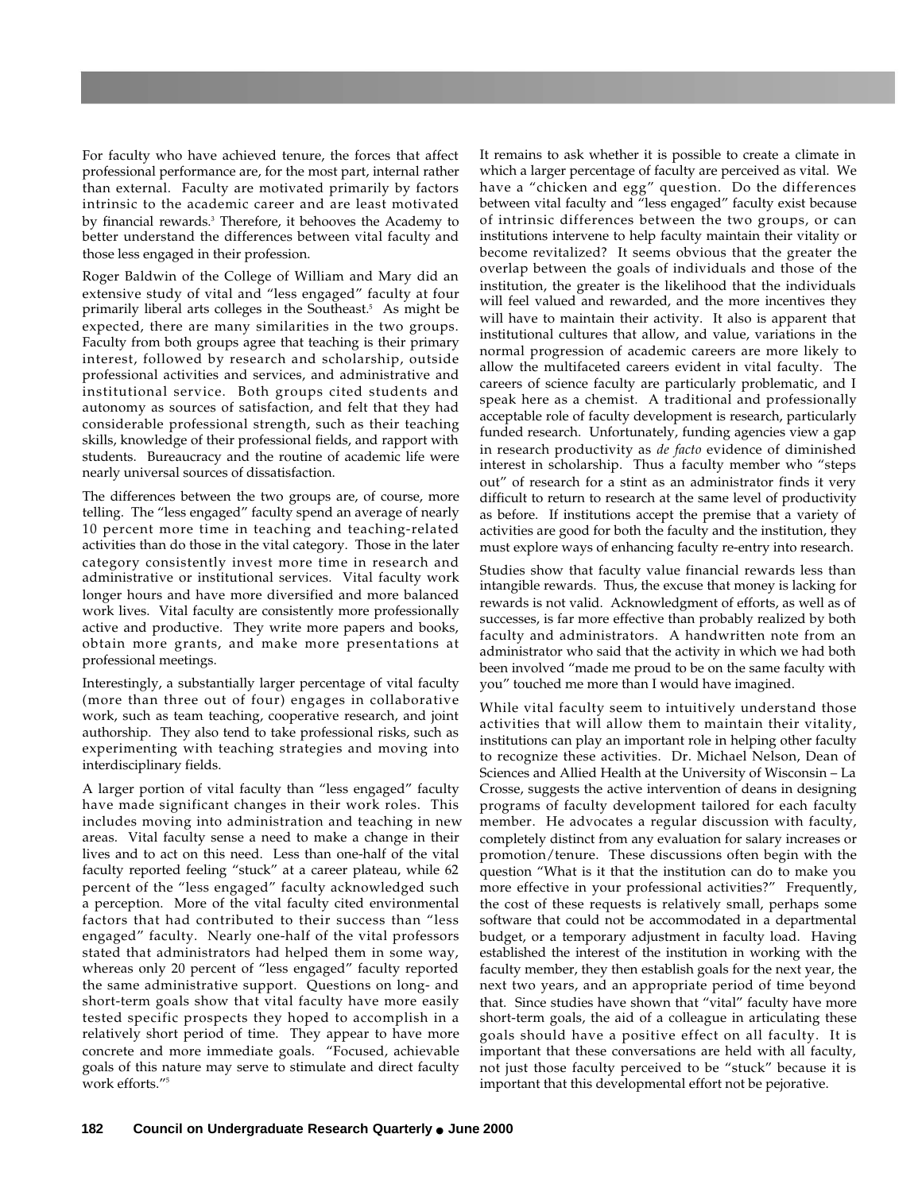For faculty who have achieved tenure, the forces that affect professional performance are, for the most part, internal rather than external. Faculty are motivated primarily by factors intrinsic to the academic career and are least motivated by financial rewards.[3] Therefore, it behooves the Academy to better understand the differences between vital faculty and those less engaged in their profession.

Roger Baldwin of the College of William and Mary did an extensive study of vital and "less engaged" faculty at four primarily liberal arts colleges in the Southeast.[5] As might be expected, there are many similarities in the two groups. Faculty from both groups agree that teaching is their primary interest, followed by research and scholarship, outside professional activities and services, and administrative and institutional service. Both groups cited students and autonomy as sources of satisfaction, and felt that they had considerable professional strength, such as their teaching skills, knowledge of their professional fields, and rapport with students. Bureaucracy and the routine of academic life were nearly universal sources of dissatisfaction.

The differences between the two groups are, of course, more telling. The "less engaged" faculty spend an average of nearly 10 percent more time in teaching and teaching-related activities than do those in the vital category. Those in the later category consistently invest more time in research and administrative or institutional services. Vital faculty work longer hours and have more diversified and more balanced work lives. Vital faculty are consistently more professionally active and productive. They write more papers and books, obtain more grants, and make more presentations at professional meetings.

Interestingly, a substantially larger percentage of vital faculty (more than three out of four) engages in collaborative work, such as team teaching, cooperative research, and joint authorship. They also tend to take professional risks, such as experimenting with teaching strategies and moving into interdisciplinary fields.

A larger portion of vital faculty than "less engaged" faculty have made significant changes in their work roles. This includes moving into administration and teaching in new areas. Vital faculty sense a need to make a change in their lives and to act on this need. Less than one-half of the vital faculty reported feeling "stuck" at a career plateau, while 62 percent of the "less engaged" faculty acknowledged such a perception. More of the vital faculty cited environmental factors that had contributed to their success than "less engaged" faculty. Nearly one-half of the vital professors stated that administrators had helped them in some way, whereas only 20 percent of "less engaged" faculty reported the same administrative support. Questions on long- and short-term goals show that vital faculty have more easily tested specific prospects they hoped to accomplish in a relatively short period of time. They appear to have more concrete and more immediate goals. "Focused, achievable goals of this nature may serve to stimulate and direct faculty work efforts."[5]

It remains to ask whether it is possible to create a climate in which a larger percentage of faculty are perceived as vital. We have a "chicken and egg" question. Do the differences between vital faculty and "less engaged" faculty exist because of intrinsic differences between the two groups, or can institutions intervene to help faculty maintain their vitality or become revitalized? It seems obvious that the greater the overlap between the goals of individuals and those of the institution, the greater is the likelihood that the individuals will feel valued and rewarded, and the more incentives they will have to maintain their activity. It also is apparent that institutional cultures that allow, and value, variations in the normal progression of academic careers are more likely to allow the multifaceted careers evident in vital faculty. The careers of science faculty are particularly problematic, and I speak here as a chemist. A traditional and professionally acceptable role of faculty development is research, particularly funded research. Unfortunately, funding agencies view a gap in research productivity as *de facto* evidence of diminished interest in scholarship. Thus a faculty member who "steps out" of research for a stint as an administrator finds it very difficult to return to research at the same level of productivity as before. If institutions accept the premise that a variety of activities are good for both the faculty and the institution, they must explore ways of enhancing faculty re-entry into research.

Studies show that faculty value financial rewards less than intangible rewards. Thus, the excuse that money is lacking for rewards is not valid. Acknowledgment of efforts, as well as of successes, is far more effective than probably realized by both faculty and administrators. A handwritten note from an administrator who said that the activity in which we had both been involved "made me proud to be on the same faculty with you" touched me more than I would have imagined.

While vital faculty seem to intuitively understand those activities that will allow them to maintain their vitality, institutions can play an important role in helping other faculty to recognize these activities. Dr. Michael Nelson, Dean of Sciences and Allied Health at the University of Wisconsin – La Crosse, suggests the active intervention of deans in designing programs of faculty development tailored for each faculty member. He advocates a regular discussion with faculty, completely distinct from any evaluation for salary increases or promotion/tenure. These discussions often begin with the question "What is it that the institution can do to make you more effective in your professional activities?" Frequently, the cost of these requests is relatively small, perhaps some software that could not be accommodated in a departmental budget, or a temporary adjustment in faculty load. Having established the interest of the institution in working with the faculty member, they then establish goals for the next year, the next two years, and an appropriate period of time beyond that. Since studies have shown that "vital" faculty have more short-term goals, the aid of a colleague in articulating these goals should have a positive effect on all faculty. It is important that these conversations are held with all faculty, not just those faculty perceived to be "stuck" because it is important that this developmental effort not be pejorative.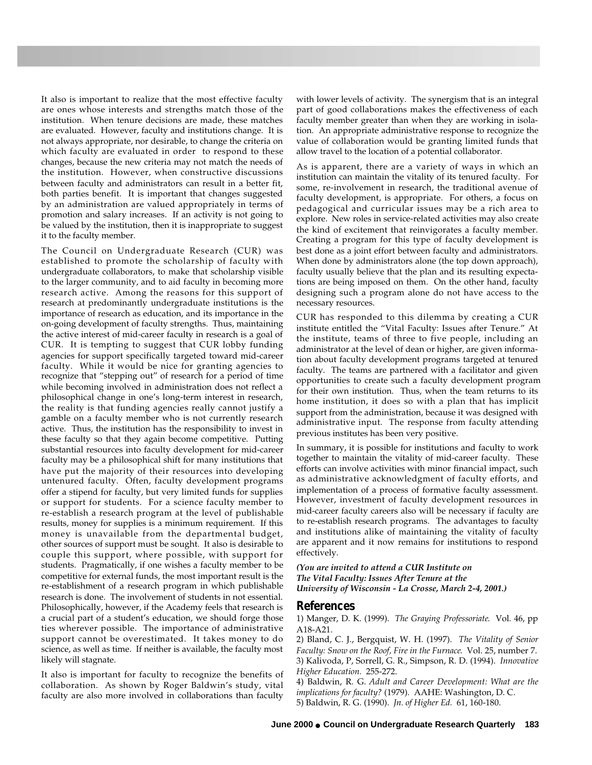It also is important to realize that the most effective faculty are ones whose interests and strengths match those of the institution. When tenure decisions are made, these matches are evaluated. However, faculty and institutions change. It is not always appropriate, nor desirable, to change the criteria on which faculty are evaluated in order to respond to these changes, because the new criteria may not match the needs of the institution. However, when constructive discussions between faculty and administrators can result in a better fit, both parties benefit. It is important that changes suggested by an administration are valued appropriately in terms of promotion and salary increases. If an activity is not going to be valued by the institution, then it is inappropriate to suggest it to the faculty member.

The Council on Undergraduate Research (CUR) was established to promote the scholarship of faculty with undergraduate collaborators, to make that scholarship visible to the larger community, and to aid faculty in becoming more research active. Among the reasons for this support of research at predominantly undergraduate institutions is the importance of research as education, and its importance in the on-going development of faculty strengths. Thus, maintaining the active interest of mid-career faculty in research is a goal of CUR. It is tempting to suggest that CUR lobby funding agencies for support specifically targeted toward mid-career faculty. While it would be nice for granting agencies to recognize that "stepping out" of research for a period of time while becoming involved in administration does not reflect a philosophical change in one's long-term interest in research, the reality is that funding agencies really cannot justify a gamble on a faculty member who is not currently research active. Thus, the institution has the responsibility to invest in these faculty so that they again become competitive. Putting substantial resources into faculty development for mid-career faculty may be a philosophical shift for many institutions that have put the majority of their resources into developing untenured faculty. Often, faculty development programs offer a stipend for faculty, but very limited funds for supplies or support for students. For a science faculty member to re-establish a research program at the level of publishable results, money for supplies is a minimum requirement. If this money is unavailable from the departmental budget, other sources of support must be sought. It also is desirable to couple this support, where possible, with support for students. Pragmatically, if one wishes a faculty member to be competitive for external funds, the most important result is the re-establishment of a research program in which publishable research is done. The involvement of students in not essential. Philosophically, however, if the Academy feels that research is a crucial part of a student's education, we should forge those ties wherever possible. The importance of administrative support cannot be overestimated. It takes money to do science, as well as time. If neither is available, the faculty most likely will stagnate.

It also is important for faculty to recognize the benefits of collaboration. As shown by Roger Baldwin's study, vital faculty are also more involved in collaborations than faculty with lower levels of activity. The synergism that is an integral part of good collaborations makes the effectiveness of each faculty member greater than when they are working in isolation. An appropriate administrative response to recognize the value of collaboration would be granting limited funds that allow travel to the location of a potential collaborator.

As is apparent, there are a variety of ways in which an institution can maintain the vitality of its tenured faculty. For some, re-involvement in research, the traditional avenue of faculty development, is appropriate. For others, a focus on pedagogical and curricular issues may be a rich area to explore. New roles in service-related activities may also create the kind of excitement that reinvigorates a faculty member. Creating a program for this type of faculty development is best done as a joint effort between faculty and administrators. When done by administrators alone (the top down approach), faculty usually believe that the plan and its resulting expectations are being imposed on them. On the other hand, faculty designing such a program alone do not have access to the necessary resources.

CUR has responded to this dilemma by creating a CUR institute entitled the "Vital Faculty: Issues after Tenure." At the institute, teams of three to five people, including an administrator at the level of dean or higher, are given information about faculty development programs targeted at tenured faculty. The teams are partnered with a facilitator and given opportunities to create such a faculty development program for their own institution. Thus, when the team returns to its home institution, it does so with a plan that has implicit support from the administration, because it was designed with administrative input. The response from faculty attending previous institutes has been very positive.

In summary, it is possible for institutions and faculty to work together to maintain the vitality of mid-career faculty. These efforts can involve activities with minor financial impact, such as administrative acknowledgment of faculty efforts, and implementation of a process of formative faculty assessment. However, investment of faculty development resources in mid-career faculty careers also will be necessary if faculty are to re-establish research programs. The advantages to faculty and institutions alike of maintaining the vitality of faculty are apparent and it now remains for institutions to respond effectively.

***(You are invited to attend a CUR Institute on The Vital Faculty: Issues After Tenure at the University of Wisconsin - La Crosse, March 2-4, 2001.)***

## References

1) Manger, D. K. (1999). *The Graying Professoriate.* Vol. 46, pp A18-A21.

2) Bland, C. J., Bergquist, W. H. (1997). *The Vitality of Senior Faculty: Snow on the Roof, Fire in the Furnace.* Vol. 25, number 7.

3) Kalivoda, P, Sorrell, G. R., Simpson, R. D. (1994). *Innovative Higher Education.* 255-272.

4) Baldwin, R. G. *Adult and Career Development: What are the implications for faculty?* (1979). AAHE: Washington, D. C.

5) Baldwin, R. G. (1990). *Jn. of Higher Ed.* 61, 160-180.